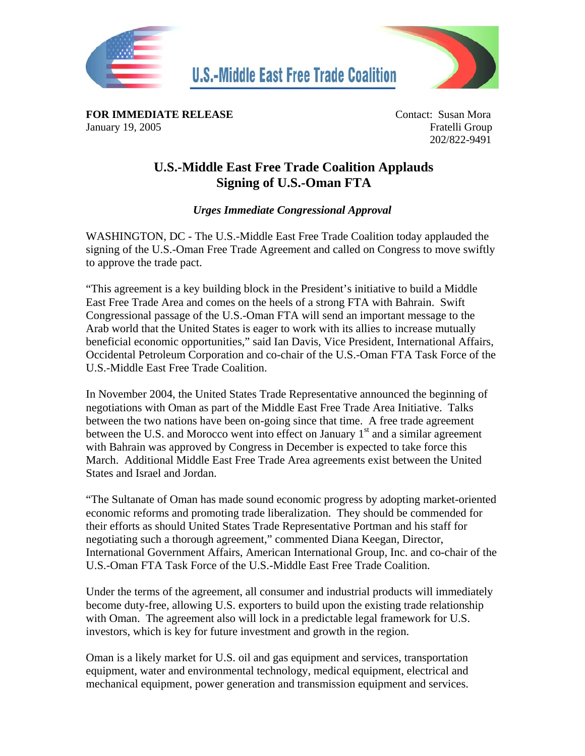U.S.-Middle East Free Trade Coalition

**FOR IMMEDIATE RELEASE**
January 19, 2005

Contact: Susan Mora
Fratelli Group
202/822-9491

# U.S.-Middle East Free Trade Coalition Applauds Signing of U.S.-Oman FTA

***Urges Immediate Congressional Approval***

WASHINGTON, DC - The U.S.-Middle East Free Trade Coalition today applauded the signing of the U.S.-Oman Free Trade Agreement and called on Congress to move swiftly to approve the trade pact.

"This agreement is a key building block in the President's initiative to build a Middle East Free Trade Area and comes on the heels of a strong FTA with Bahrain. Swift Congressional passage of the U.S.-Oman FTA will send an important message to the Arab world that the United States is eager to work with its allies to increase mutually beneficial economic opportunities," said Ian Davis, Vice President, International Affairs, Occidental Petroleum Corporation and co-chair of the U.S.-Oman FTA Task Force of the U.S.-Middle East Free Trade Coalition.

In November 2004, the United States Trade Representative announced the beginning of negotiations with Oman as part of the Middle East Free Trade Area Initiative. Talks between the two nations have been on-going since that time. A free trade agreement between the U.S. and Morocco went into effect on January 1st and a similar agreement with Bahrain was approved by Congress in December is expected to take force this March. Additional Middle East Free Trade Area agreements exist between the United States and Israel and Jordan.

"The Sultanate of Oman has made sound economic progress by adopting market-oriented economic reforms and promoting trade liberalization. They should be commended for their efforts as should United States Trade Representative Portman and his staff for negotiating such a thorough agreement," commented Diana Keegan, Director, International Government Affairs, American International Group, Inc. and co-chair of the U.S.-Oman FTA Task Force of the U.S.-Middle East Free Trade Coalition.

Under the terms of the agreement, all consumer and industrial products will immediately become duty-free, allowing U.S. exporters to build upon the existing trade relationship with Oman. The agreement also will lock in a predictable legal framework for U.S. investors, which is key for future investment and growth in the region.

Oman is a likely market for U.S. oil and gas equipment and services, transportation equipment, water and environmental technology, medical equipment, electrical and mechanical equipment, power generation and transmission equipment and services.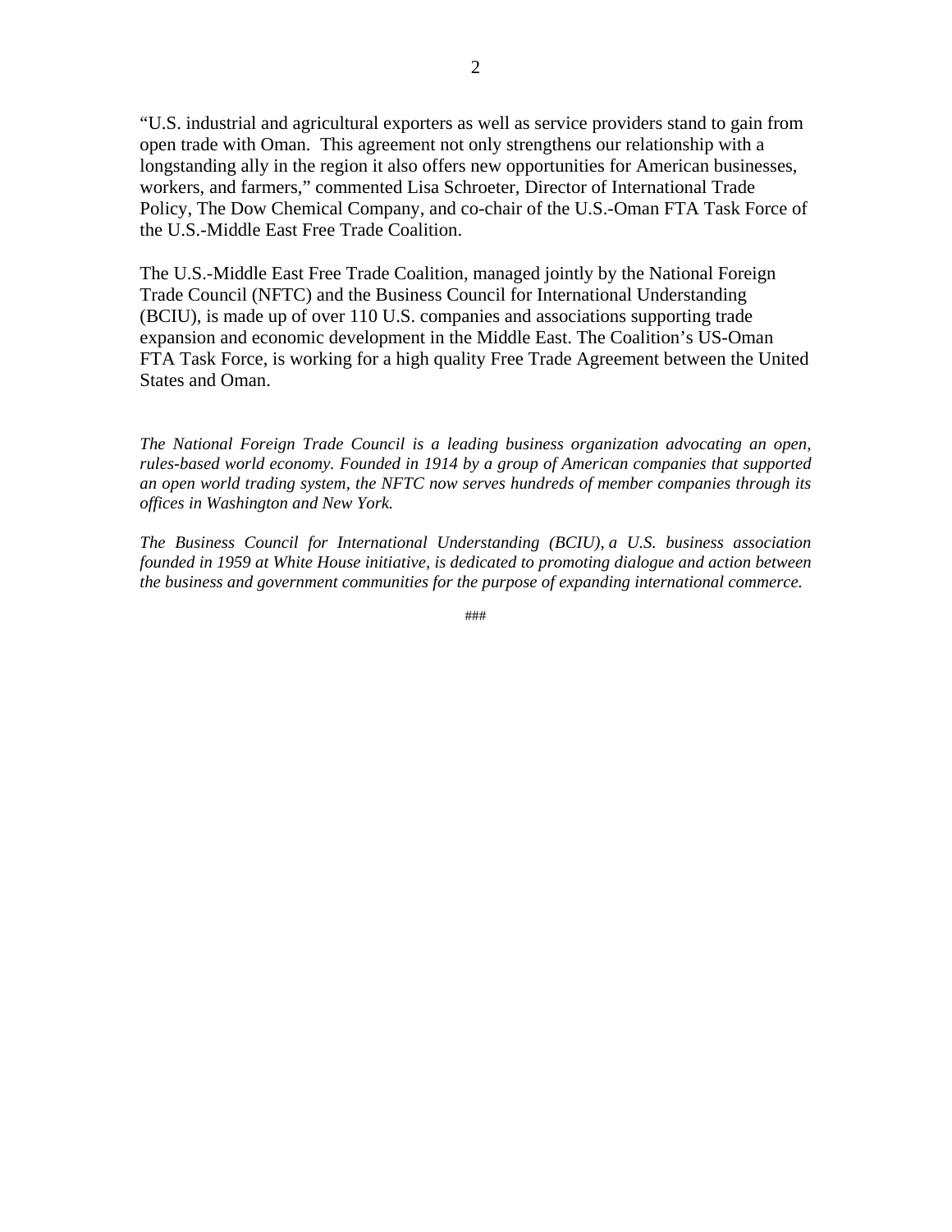"U.S. industrial and agricultural exporters as well as service providers stand to gain from open trade with Oman. This agreement not only strengthens our relationship with a longstanding ally in the region it also offers new opportunities for American businesses, workers, and farmers," commented Lisa Schroeter, Director of International Trade Policy, The Dow Chemical Company, and co-chair of the U.S.-Oman FTA Task Force of the U.S.-Middle East Free Trade Coalition.

The U.S.-Middle East Free Trade Coalition, managed jointly by the National Foreign Trade Council (NFTC) and the Business Council for International Understanding (BCIU), is made up of over 110 U.S. companies and associations supporting trade expansion and economic development in the Middle East. The Coalition's US-Oman FTA Task Force, is working for a high quality Free Trade Agreement between the United States and Oman.

*The National Foreign Trade Council is a leading business organization advocating an open, rules-based world economy. Founded in 1914 by a group of American companies that supported an open world trading system, the NFTC now serves hundreds of member companies through its offices in Washington and New York.*

*The Business Council for International Understanding (BCIU), a U.S. business association founded in 1959 at White House initiative, is dedicated to promoting dialogue and action between the business and government communities for the purpose of expanding international commerce.*

###